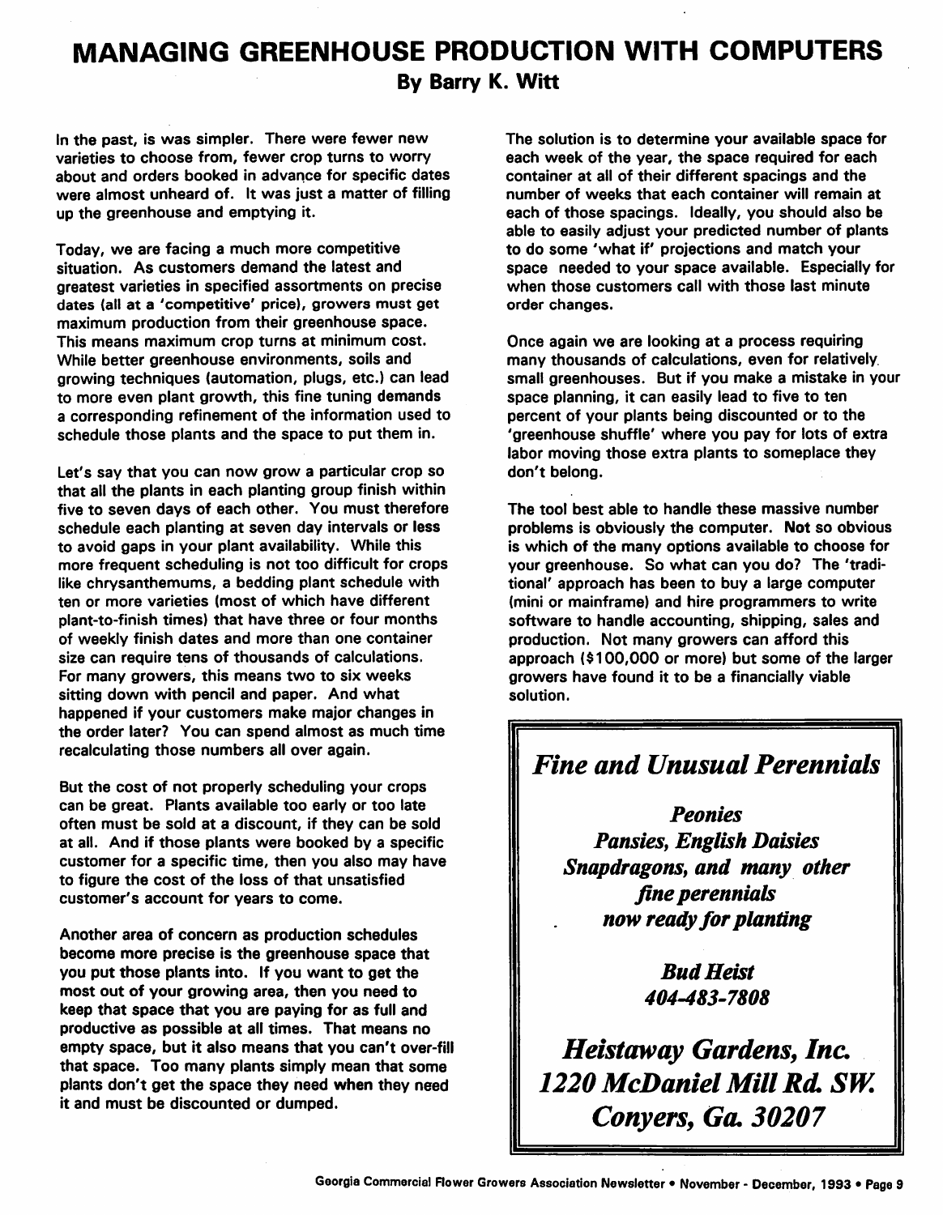# MANAGING GREENHOUSE PRODUCTION WITH COMPUTERS

**By Barry K. Witt**

In the past, is was simpler. There were fewer new varieties to choose from, fewer crop turns to worry about and orders booked in advance for specific dates were almost unheard of. It was just a matter of filling up the greenhouse and emptying it.

Today, we are facing a much more competitive situation. As customers demand the latest and greatest varieties in specified assortments on precise dates (all at a 'competitive' price), growers must get maximum production from their greenhouse space. This means maximum crop turns at minimum cost. While better greenhouse environments, soils and growing techniques (automation, plugs, etc.) can lead to more even plant growth, this fine tuning demands a corresponding refinement of the information used to schedule those plants and the space to put them in.

Let's say that you can now grow a particular crop so that all the plants in each planting group finish within five to seven days of each other. You must therefore schedule each planting at seven day intervals or less to avoid gaps in your plant availability. While this more frequent scheduling is not too difficult for crops like chrysanthemums, a bedding plant schedule with ten or more varieties (most of which have different plant-to-finish times) that have three or four months of weekly finish dates and more than one container size can require tens of thousands of calculations. For many growers, this means two to six weeks sitting down with pencil and paper. And what happened if your customers make major changes in the order later? You can spend almost as much time recalculating those numbers all over again.

But the cost of not properly scheduling your crops can be great. Plants available too early or too late often must be sold at a discount, if they can be sold at all. And if those plants were booked by a specific customer for a specific time, then you also may have to figure the cost of the loss of that unsatisfied customer's account for years to come.

Another area of concern as production schedules become more precise is the greenhouse space that you put those plants into. If you want to get the most out of your growing area, then you need to keep that space that you are paying for as full and productive as possible at all times. That means no empty space, but it also means that you can't over-fill that space. Too many plants simply mean that some plants don't get the space they need when they need it and must be discounted or dumped.

The solution is to determine your available space for each week of the year, the space required for each container at all of their different spacings and the number of weeks that each container will remain at each of those spacings. Ideally, you should also be able to easily adjust your predicted number of plants to do some 'what if' projections and match your space needed to your space available. Especially for when those customers call with those last minute order changes.

Once again we are looking at a process requiring many thousands of calculations, even for relatively small greenhouses. But if you make a mistake in your space planning, it can easily lead to five to ten percent of your plants being discounted or to the 'greenhouse shuffle' where you pay for lots of extra labor moving those extra plants to someplace they don't belong.

The tool best able to handle these massive number problems is obviously the computer. Not so obvious is which of the many options available to choose for your greenhouse. So what can you do? The 'traditional' approach has been to buy a large computer (mini or mainframe) and hire programmers to write software to handle accounting, shipping, sales and production. Not many growers can afford this approach ($100,000 or more) but some of the larger growers have found it to be a financially viable solution.

---

***Fine and Unusual Perennials***

***Peonies***
***Pansies, English Daisies***
***Snapdragons, and many other fine perennials now ready for planting***

***Bud Heist***
***404-483-7808***

***Heistaway Gardens, Inc.***
***1220 McDaniel Mill Rd. SW.***
***Conyers, Ga. 30207***

---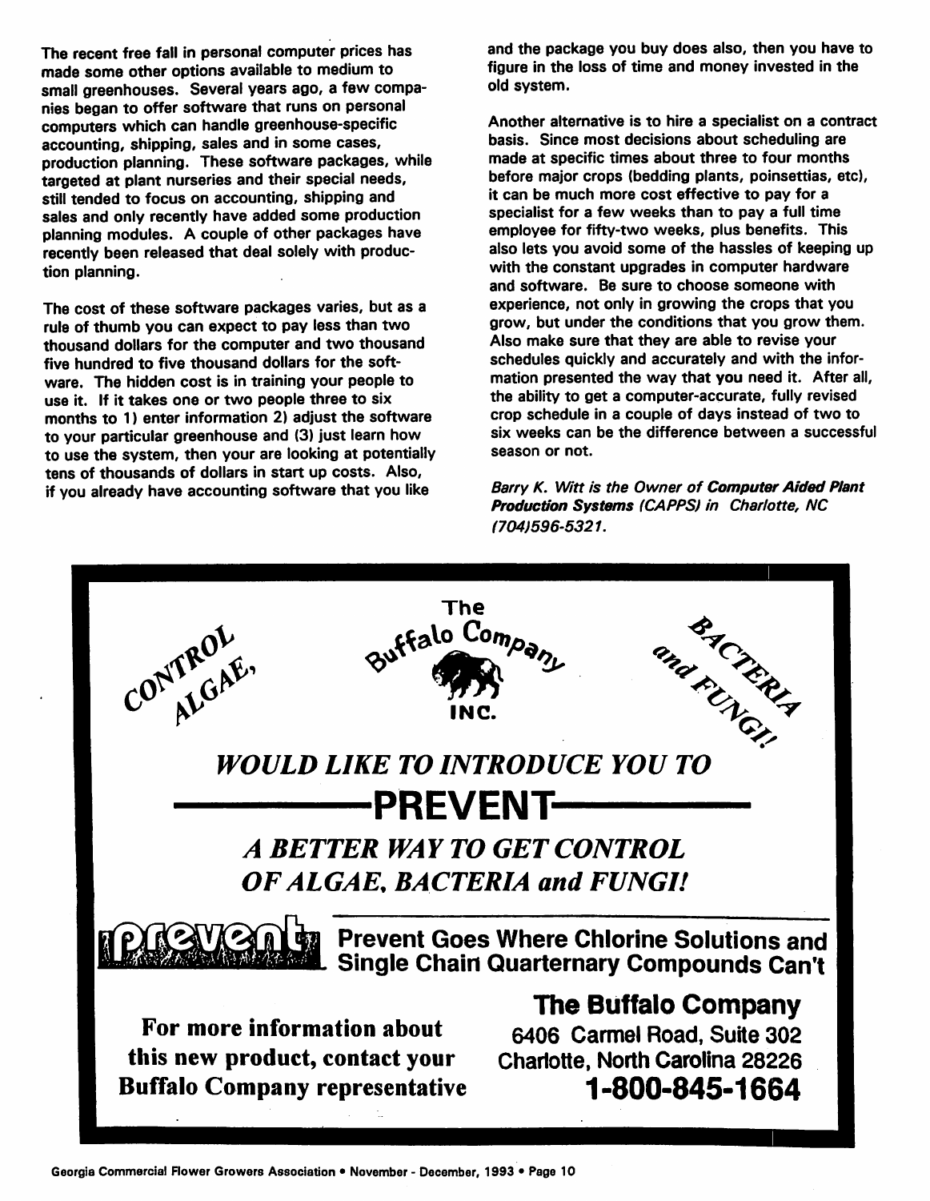The recent free fall in personal computer prices has made some other options available to medium to small greenhouses. Several years ago, a few companies began to offer software that runs on personal computers which can handle greenhouse-specific accounting, shipping, sales and in some cases, production planning. These software packages, while targeted at plant nurseries and their special needs, still tended to focus on accounting, shipping and sales and only recently have added some production planning modules. A couple of other packages have recently been released that deal solely with production planning.

The cost of these software packages varies, but as a rule of thumb you can expect to pay less than two thousand dollars for the computer and two thousand five hundred to five thousand dollars for the software. The hidden cost is in training your people to use it. If it takes one or two people three to six months to 1) enter information 2) adjust the software to your particular greenhouse and (3) just learn how to use the system, then your are looking at potentially tens of thousands of dollars in start up costs. Also, if you already have accounting software that you like and the package you buy does also, then you have to figure in the loss of time and money invested in the old system.

Another alternative is to hire a specialist on a contract basis. Since most decisions about scheduling are made at specific times about three to four months before major crops (bedding plants, poinsettias, etc), it can be much more cost effective to pay for a specialist for a few weeks than to pay a full time employee for fifty-two weeks, plus benefits. This also lets you avoid some of the hassles of keeping up with the constant upgrades in computer hardware and software. Be sure to choose someone with experience, not only in growing the crops that you grow, but under the conditions that you grow them. Also make sure that they are able to revise your schedules quickly and accurately and with the information presented the way that you need it. After all, the ability to get a computer-accurate, fully revised crop schedule in a couple of days instead of two to six weeks can be the difference between a successful season or not.

*Barry K. Witt is the Owner of **Computer Aided Plant Production Systems** (CAPPS) in Charlotte, NC (704)596-5321.*

---

CONTROL ALGAE,

The Buffalo Company INC.

BACTERIA and FUNGI!

***WOULD LIKE TO INTRODUCE YOU TO***

**PREVENT**

***A BETTER WAY TO GET CONTROL OF ALGAE, BACTERIA and FUNGI!***

prevent

**Prevent Goes Where Chlorine Solutions and Single Chain Quarternary Compounds Can't**

**For more information about this new product, contact your Buffalo Company representative**

**The Buffalo Company**
6406 Carmel Road, Suite 302
Charlotte, North Carolina 28226
**1-800-845-1664**